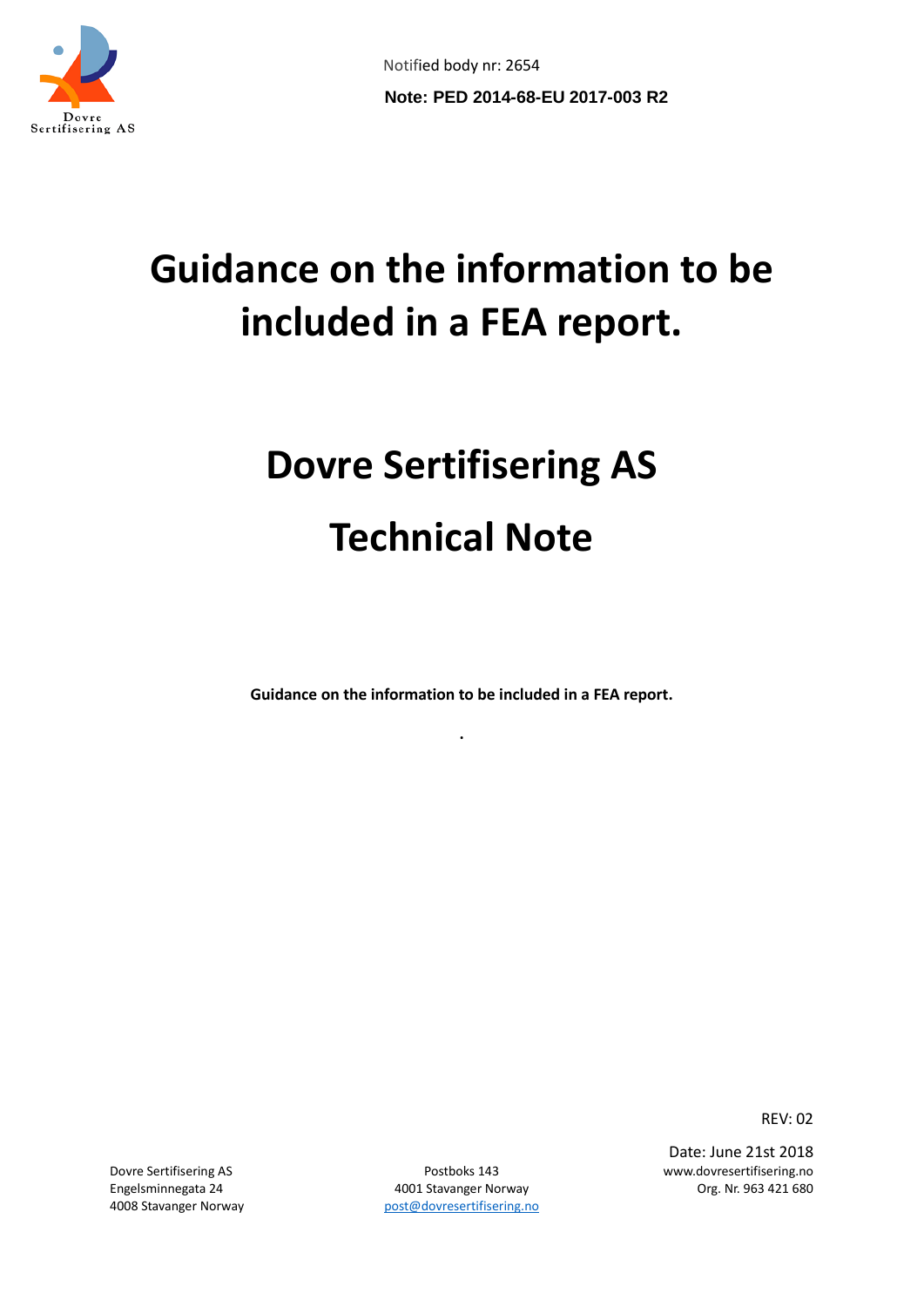Notified body nr: 2654

**Note: PED 2014-68-EU 2017-003 R2**

# Guidance on the information to be included in a FEA report.

# Dovre Sertifisering AS

# Technical Note

**Guidance on the information to be included in a FEA report.**

.

REV: 02

Date: June 21st 2018

Dovre Sertifisering AS
Engelsminnegata 24
4008 Stavanger Norway

Postboks 143
4001 Stavanger Norway
post@dovresertifisering.no

www.dovresertifisering.no
Org. Nr. 963 421 680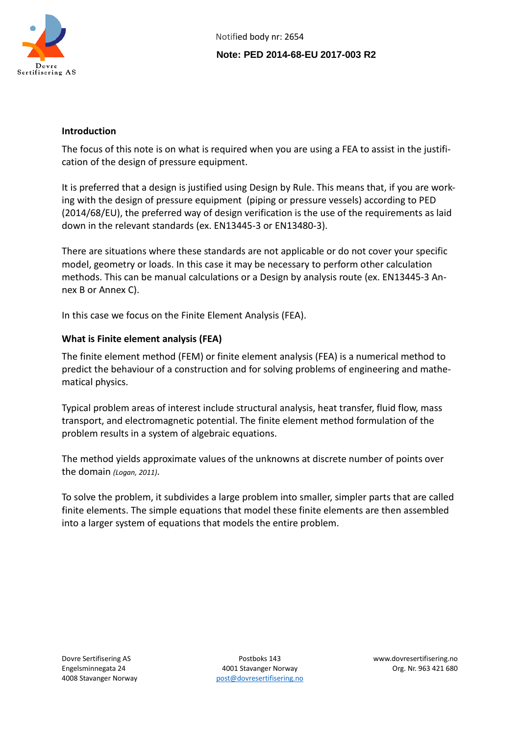## Introduction

The focus of this note is on what is required when you are using a FEA to assist in the justification of the design of pressure equipment.

It is preferred that a design is justified using Design by Rule. This means that, if you are working with the design of pressure equipment (piping or pressure vessels) according to PED (2014/68/EU), the preferred way of design verification is the use of the requirements as laid down in the relevant standards (ex. EN13445-3 or EN13480-3).

There are situations where these standards are not applicable or do not cover your specific model, geometry or loads. In this case it may be necessary to perform other calculation methods. This can be manual calculations or a Design by analysis route (ex. EN13445-3 Annex B or Annex C).

In this case we focus on the Finite Element Analysis (FEA).

## What is Finite element analysis (FEA)

The finite element method (FEM) or finite element analysis (FEA) is a numerical method to predict the behaviour of a construction and for solving problems of engineering and mathematical physics.

Typical problem areas of interest include structural analysis, heat transfer, fluid flow, mass transport, and electromagnetic potential. The finite element method formulation of the problem results in a system of algebraic equations.

The method yields approximate values of the unknowns at discrete number of points over the domain *(Logan, 2011)*.

To solve the problem, it subdivides a large problem into smaller, simpler parts that are called finite elements. The simple equations that model these finite elements are then assembled into a larger system of equations that models the entire problem.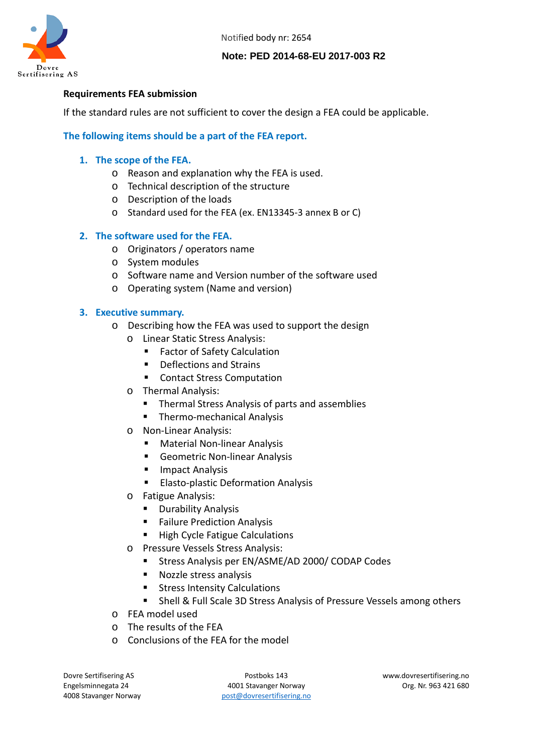Notified body nr: 2654

**Note: PED 2014-68-EU 2017-003 R2**

**Requirements FEA submission**

If the standard rules are not sufficient to cover the design a FEA could be applicable.

**The following items should be a part of the FEA report.**

1. **The scope of the FEA.**
   - Reason and explanation why the FEA is used.
   - Technical description of the structure
   - Description of the loads
   - Standard used for the FEA (ex. EN13345-3 annex B or C)

2. **The software used for the FEA.**
   - Originators / operators name
   - System modules
   - Software name and Version number of the software used
   - Operating system (Name and version)

3. **Executive summary.**
   - Describing how the FEA was used to support the design
     - Linear Static Stress Analysis:
       - Factor of Safety Calculation
       - Deflections and Strains
       - Contact Stress Computation
     - Thermal Analysis:
       - Thermal Stress Analysis of parts and assemblies
       - Thermo-mechanical Analysis
     - Non-Linear Analysis:
       - Material Non-linear Analysis
       - Geometric Non-linear Analysis
       - Impact Analysis
       - Elasto-plastic Deformation Analysis
     - Fatigue Analysis:
       - Durability Analysis
       - Failure Prediction Analysis
       - High Cycle Fatigue Calculations
     - Pressure Vessels Stress Analysis:
       - Stress Analysis per EN/ASME/AD 2000/ CODAP Codes
       - Nozzle stress analysis
       - Stress Intensity Calculations
       - Shell & Full Scale 3D Stress Analysis of Pressure Vessels among others
   - FEA model used
   - The results of the FEA
   - Conclusions of the FEA for the model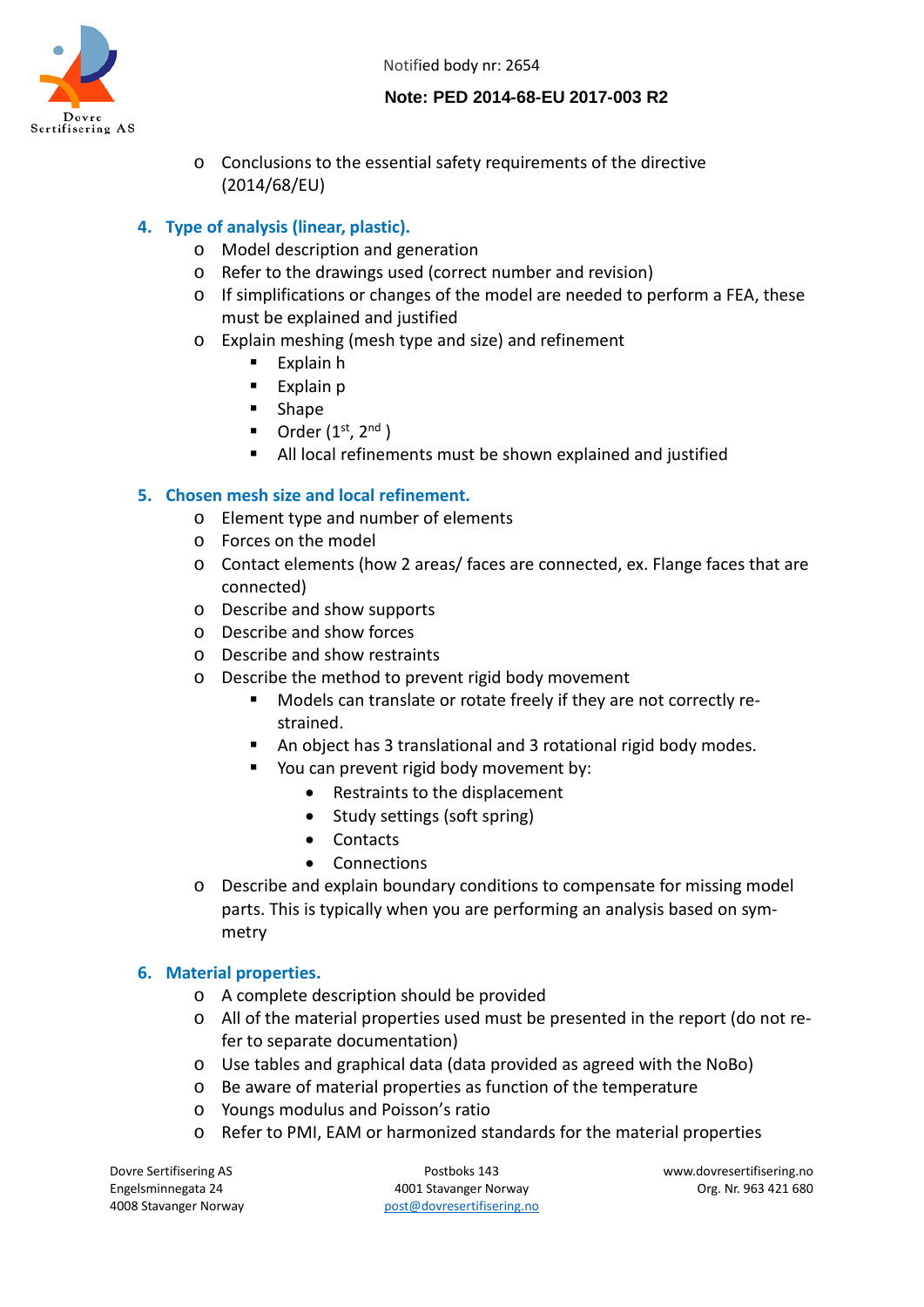- Conclusions to the essential safety requirements of the directive (2014/68/EU)

## 4. Type of analysis (linear, plastic).

- Model description and generation
- Refer to the drawings used (correct number and revision)
- If simplifications or changes of the model are needed to perform a FEA, these must be explained and justified
- Explain meshing (mesh type and size) and refinement
  - Explain h
  - Explain p
  - Shape
  - Order (1st, 2nd )
  - All local refinements must be shown explained and justified

## 5. Chosen mesh size and local refinement.

- Element type and number of elements
- Forces on the model
- Contact elements (how 2 areas/ faces are connected, ex. Flange faces that are connected)
- Describe and show supports
- Describe and show forces
- Describe and show restraints
- Describe the method to prevent rigid body movement
  - Models can translate or rotate freely if they are not correctly re-strained.
  - An object has 3 translational and 3 rotational rigid body modes.
  - You can prevent rigid body movement by:
    - Restraints to the displacement
    - Study settings (soft spring)
    - Contacts
    - Connections
- Describe and explain boundary conditions to compensate for missing model parts. This is typically when you are performing an analysis based on sym-metry

## 6. Material properties.

- A complete description should be provided
- All of the material properties used must be presented in the report (do not re-fer to separate documentation)
- Use tables and graphical data (data provided as agreed with the NoBo)
- Be aware of material properties as function of the temperature
- Youngs modulus and Poisson's ratio
- Refer to PMI, EAM or harmonized standards for the material properties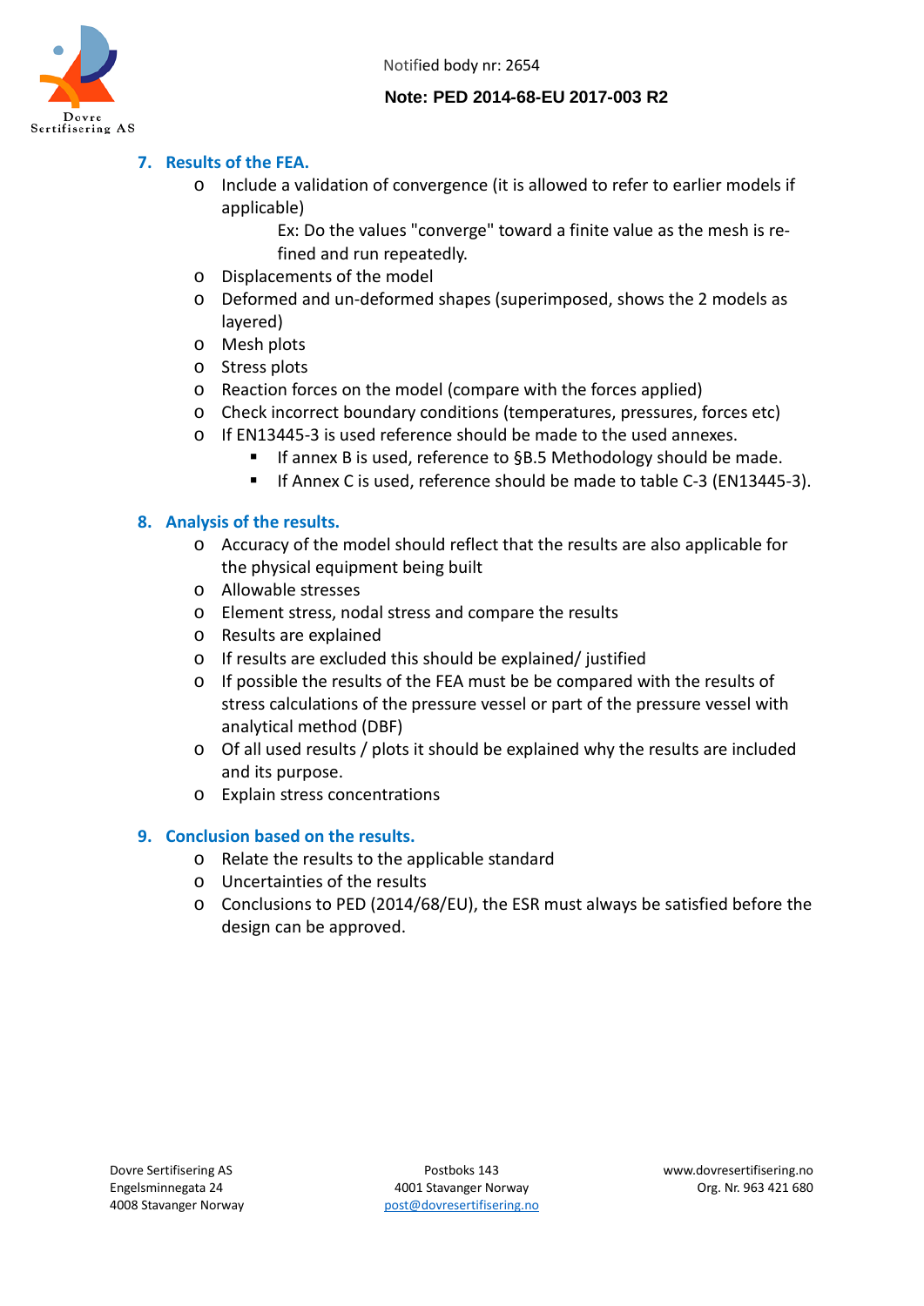## 7. Results of the FEA.

- Include a validation of convergence (it is allowed to refer to earlier models if applicable)

  Ex: Do the values "converge" toward a finite value as the mesh is re-fined and run repeatedly.

- Displacements of the model
- Deformed and un-deformed shapes (superimposed, shows the 2 models as layered)
- Mesh plots
- Stress plots
- Reaction forces on the model (compare with the forces applied)
- Check incorrect boundary conditions (temperatures, pressures, forces etc)
- If EN13445-3 is used reference should be made to the used annexes.
  - If annex B is used, reference to §B.5 Methodology should be made.
  - If Annex C is used, reference should be made to table C-3 (EN13445-3).

## 8. Analysis of the results.

- Accuracy of the model should reflect that the results are also applicable for the physical equipment being built
- Allowable stresses
- Element stress, nodal stress and compare the results
- Results are explained
- If results are excluded this should be explained/ justified
- If possible the results of the FEA must be be compared with the results of stress calculations of the pressure vessel or part of the pressure vessel with analytical method (DBF)
- Of all used results / plots it should be explained why the results are included and its purpose.
- Explain stress concentrations

## 9. Conclusion based on the results.

- Relate the results to the applicable standard
- Uncertainties of the results
- Conclusions to PED (2014/68/EU), the ESR must always be satisfied before the design can be approved.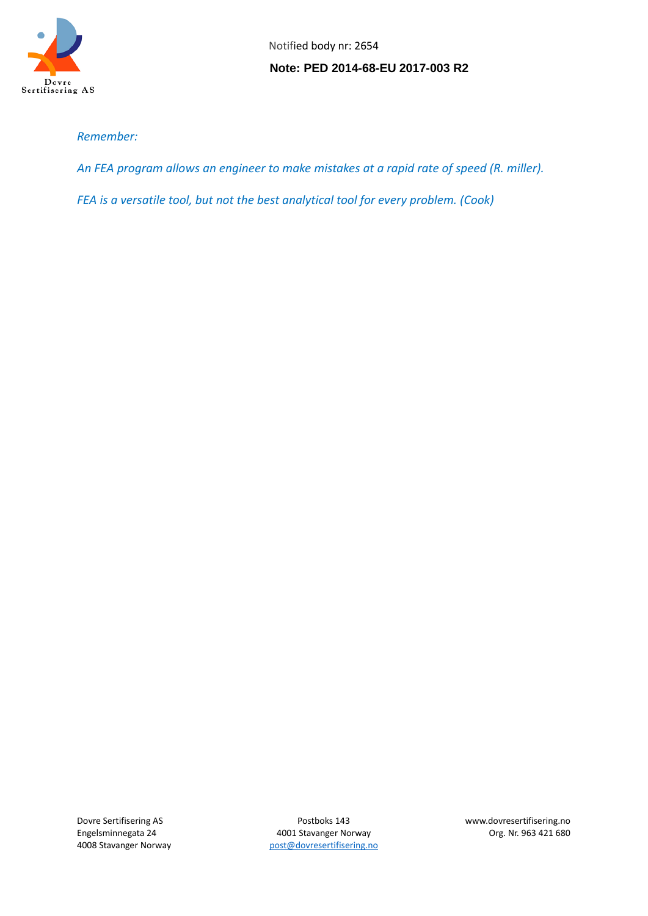*Remember:*

*An FEA program allows an engineer to make mistakes at a rapid rate of speed (R. miller).*

*FEA is a versatile tool, but not the best analytical tool for every problem. (Cook)*